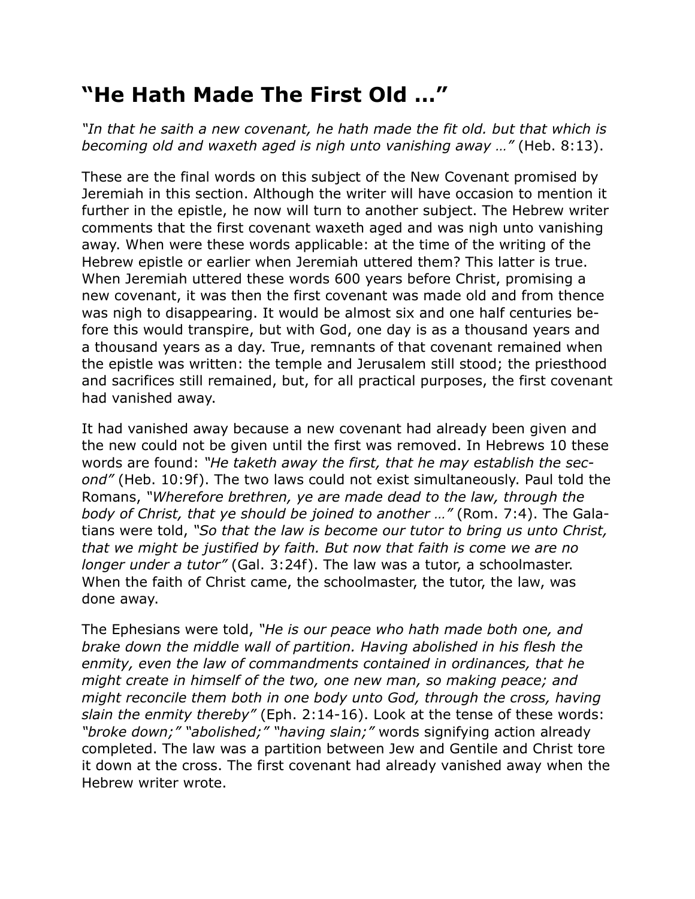# “He Hath Made The First Old …”

*“In that he saith a new covenant, he hath made the fit old. but that which is becoming old and waxeth aged is nigh unto vanishing away …”* (Heb. 8:13).

These are the final words on this subject of the New Covenant promised by Jeremiah in this section. Although the writer will have occasion to mention it further in the epistle, he now will turn to another subject. The Hebrew writer comments that the first covenant waxeth aged and was nigh unto vanishing away. When were these words applicable: at the time of the writing of the Hebrew epistle or earlier when Jeremiah uttered them? This latter is true. When Jeremiah uttered these words 600 years before Christ, promising a new covenant, it was then the first covenant was made old and from thence was nigh to disappearing. It would be almost six and one half centuries before this would transpire, but with God, one day is as a thousand years and a thousand years as a day. True, remnants of that covenant remained when the epistle was written: the temple and Jerusalem still stood; the priesthood and sacrifices still remained, but, for all practical purposes, the first covenant had vanished away.

It had vanished away because a new covenant had already been given and the new could not be given until the first was removed. In Hebrews 10 these words are found: *“He taketh away the first, that he may establish the second”* (Heb. 10:9f). The two laws could not exist simultaneously. Paul told the Romans, *“Wherefore brethren, ye are made dead to the law, through the body of Christ, that ye should be joined to another …”* (Rom. 7:4). The Galatians were told, *“So that the law is become our tutor to bring us unto Christ, that we might be justified by faith. But now that faith is come we are no longer under a tutor”* (Gal. 3:24f). The law was a tutor, a schoolmaster. When the faith of Christ came, the schoolmaster, the tutor, the law, was done away.

The Ephesians were told, *“He is our peace who hath made both one, and brake down the middle wall of partition. Having abolished in his flesh the enmity, even the law of commandments contained in ordinances, that he might create in himself of the two, one new man, so making peace; and might reconcile them both in one body unto God, through the cross, having slain the enmity thereby”* (Eph. 2:14-16). Look at the tense of these words: *“broke down;” “abolished;” “having slain;”* words signifying action already completed. The law was a partition between Jew and Gentile and Christ tore it down at the cross. The first covenant had already vanished away when the Hebrew writer wrote.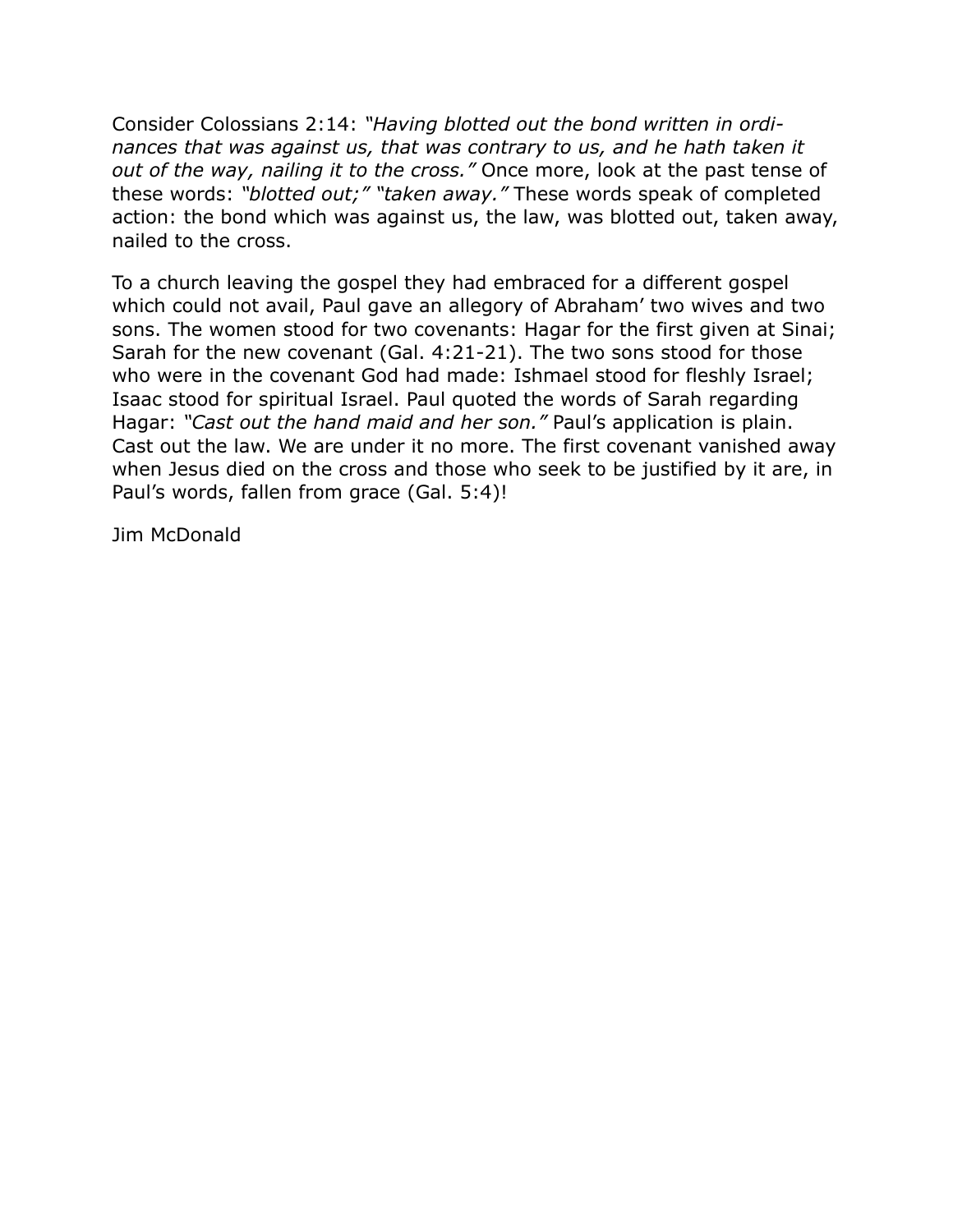Consider Colossians 2:14: *"Having blotted out the bond written in ordinances that was against us, that was contrary to us, and he hath taken it out of the way, nailing it to the cross."* Once more, look at the past tense of these words: *"blotted out;" "taken away."* These words speak of completed action: the bond which was against us, the law, was blotted out, taken away, nailed to the cross.

To a church leaving the gospel they had embraced for a different gospel which could not avail, Paul gave an allegory of Abraham' two wives and two sons. The women stood for two covenants: Hagar for the first given at Sinai; Sarah for the new covenant (Gal. 4:21-21). The two sons stood for those who were in the covenant God had made: Ishmael stood for fleshly Israel; Isaac stood for spiritual Israel. Paul quoted the words of Sarah regarding Hagar: *"Cast out the hand maid and her son."* Paul's application is plain. Cast out the law. We are under it no more. The first covenant vanished away when Jesus died on the cross and those who seek to be justified by it are, in Paul's words, fallen from grace (Gal. 5:4)!

Jim McDonald